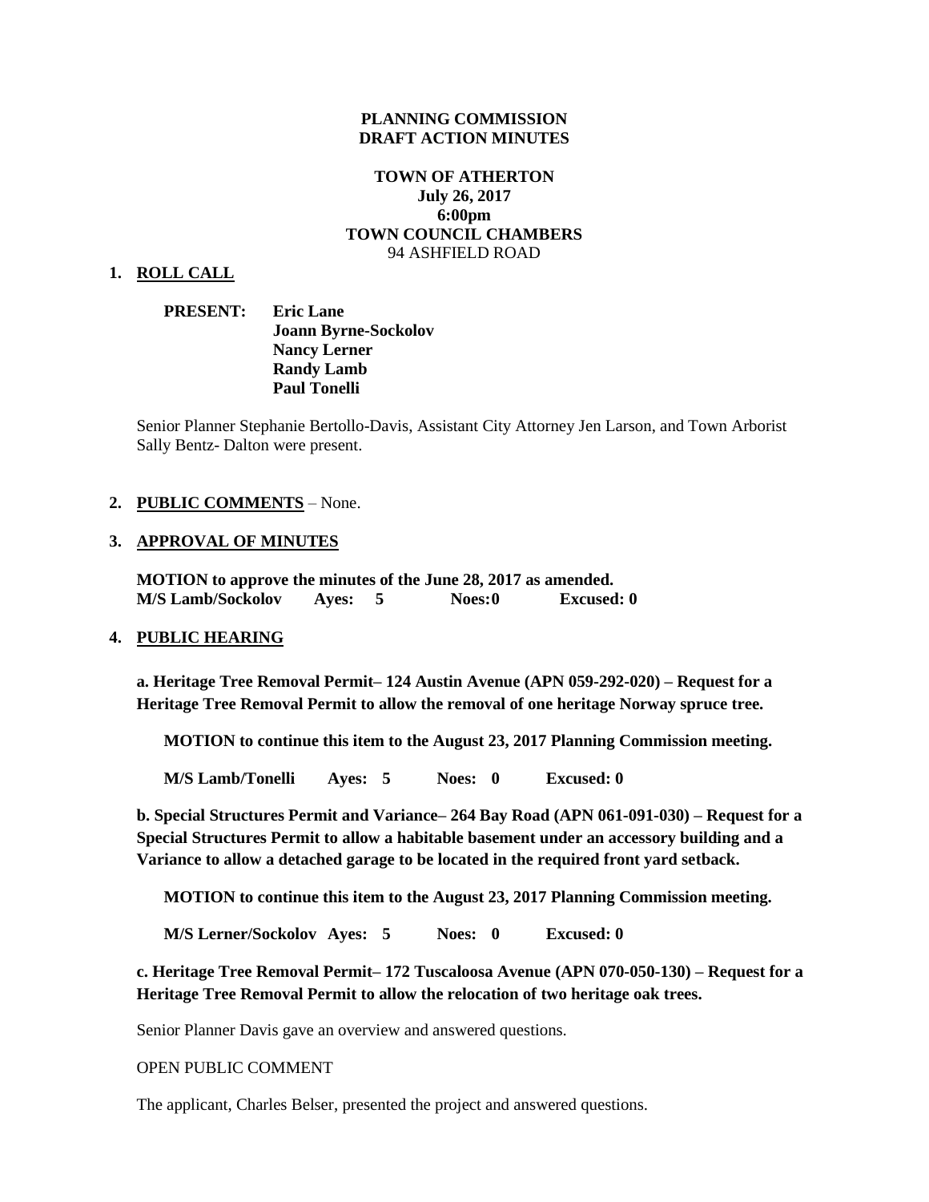**PLANNING COMMISSION**
**DRAFT ACTION MINUTES**

**TOWN OF ATHERTON**
**July 26, 2017**
**6:00pm**
**TOWN COUNCIL CHAMBERS**
94 ASHFIELD ROAD

## 1. ROLL CALL

**PRESENT:** **Eric Lane**
**Joann Byrne-Sockolov**
**Nancy Lerner**
**Randy Lamb**
**Paul Tonelli**

Senior Planner Stephanie Bertollo-Davis, Assistant City Attorney Jen Larson, and Town Arborist Sally Bentz- Dalton were present.

## 2. PUBLIC COMMENTS – None.

## 3. APPROVAL OF MINUTES

**MOTION to approve the minutes of the June 28, 2017 as amended.**
**M/S Lamb/Sockolov Ayes: 5 Noes: 0 Excused: 0**

## 4. PUBLIC HEARING

**a. Heritage Tree Removal Permit– 124 Austin Avenue (APN 059-292-020) – Request for a Heritage Tree Removal Permit to allow the removal of one heritage Norway spruce tree.**

**MOTION to continue this item to the August 23, 2017 Planning Commission meeting.**

**M/S Lamb/Tonelli Ayes: 5 Noes: 0 Excused: 0**

**b. Special Structures Permit and Variance– 264 Bay Road (APN 061-091-030) – Request for a Special Structures Permit to allow a habitable basement under an accessory building and a Variance to allow a detached garage to be located in the required front yard setback.**

**MOTION to continue this item to the August 23, 2017 Planning Commission meeting.**

**M/S Lerner/Sockolov Ayes: 5 Noes: 0 Excused: 0**

**c. Heritage Tree Removal Permit– 172 Tuscaloosa Avenue (APN 070-050-130) – Request for a Heritage Tree Removal Permit to allow the relocation of two heritage oak trees.**

Senior Planner Davis gave an overview and answered questions.

OPEN PUBLIC COMMENT

The applicant, Charles Belser, presented the project and answered questions.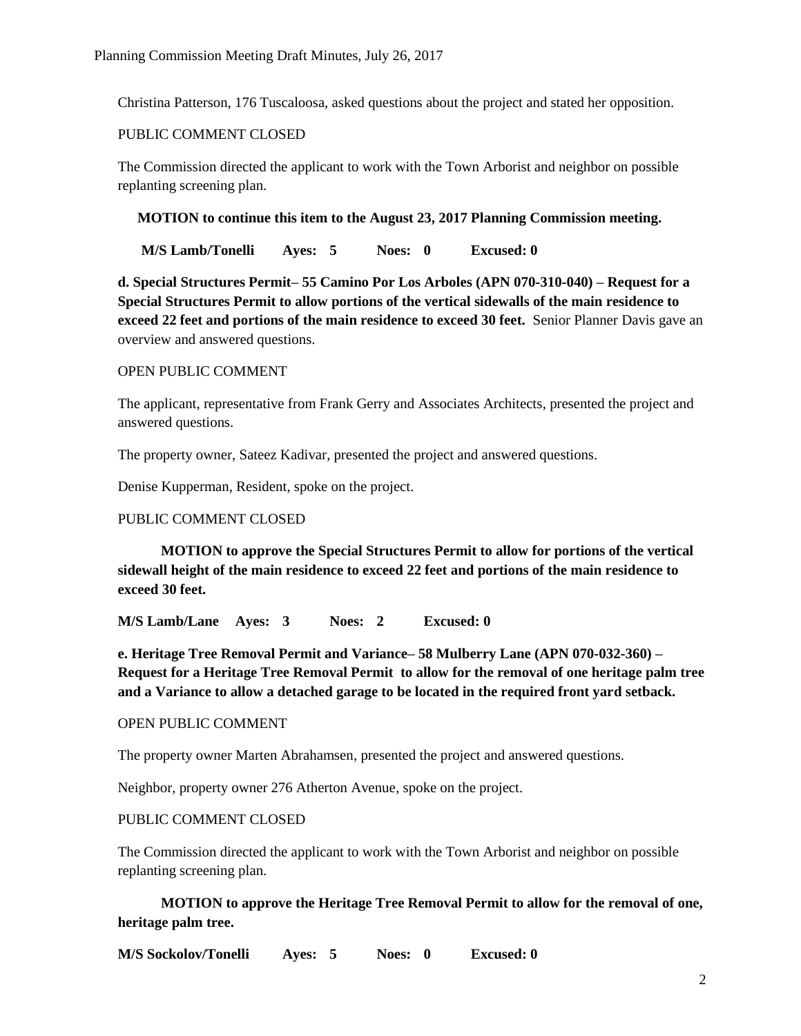Christina Patterson, 176 Tuscaloosa, asked questions about the project and stated her opposition.

PUBLIC COMMENT CLOSED

The Commission directed the applicant to work with the Town Arborist and neighbor on possible replanting screening plan.

**MOTION to continue this item to the August 23, 2017 Planning Commission meeting.**

**M/S Lamb/Tonelli Ayes: 5 Noes: 0 Excused: 0**

**d. Special Structures Permit– 55 Camino Por Los Arboles (APN 070-310-040) – Request for a Special Structures Permit to allow portions of the vertical sidewalls of the main residence to exceed 22 feet and portions of the main residence to exceed 30 feet.** Senior Planner Davis gave an overview and answered questions.

OPEN PUBLIC COMMENT

The applicant, representative from Frank Gerry and Associates Architects, presented the project and answered questions.

The property owner, Sateez Kadivar, presented the project and answered questions.

Denise Kupperman, Resident, spoke on the project.

PUBLIC COMMENT CLOSED

**MOTION to approve the Special Structures Permit to allow for portions of the vertical sidewall height of the main residence to exceed 22 feet and portions of the main residence to exceed 30 feet.**

**M/S Lamb/Lane Ayes: 3 Noes: 2 Excused: 0**

**e. Heritage Tree Removal Permit and Variance– 58 Mulberry Lane (APN 070-032-360) – Request for a Heritage Tree Removal Permit to allow for the removal of one heritage palm tree and a Variance to allow a detached garage to be located in the required front yard setback.**

OPEN PUBLIC COMMENT

The property owner Marten Abrahamsen, presented the project and answered questions.

Neighbor, property owner 276 Atherton Avenue, spoke on the project.

PUBLIC COMMENT CLOSED

The Commission directed the applicant to work with the Town Arborist and neighbor on possible replanting screening plan.

**MOTION to approve the Heritage Tree Removal Permit to allow for the removal of one, heritage palm tree.**

**M/S Sockolov/Tonelli Ayes: 5 Noes: 0 Excused: 0**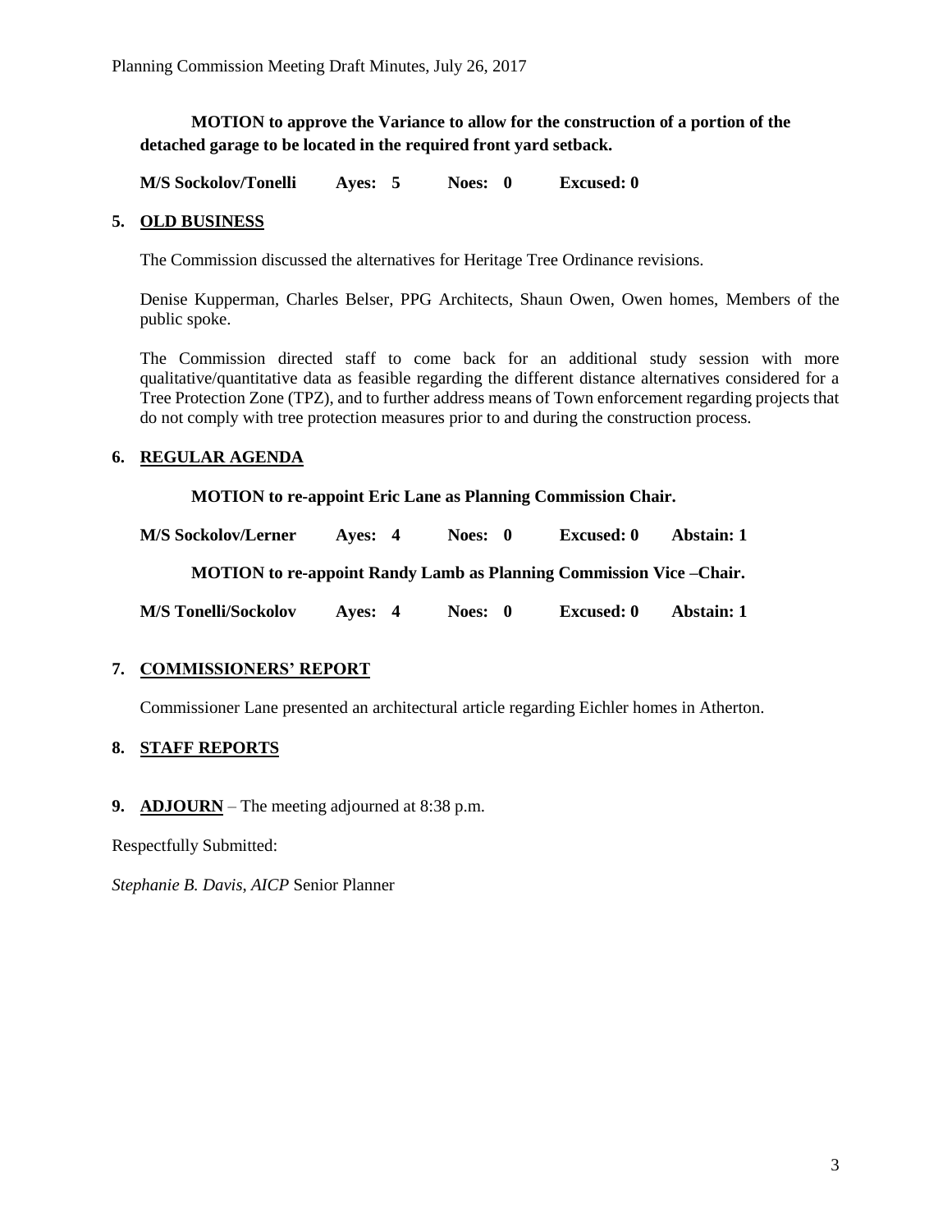**MOTION to approve the Variance to allow for the construction of a portion of the detached garage to be located in the required front yard setback.**

**M/S Sockolov/Tonelli Ayes: 5 Noes: 0 Excused: 0**

## 5. OLD BUSINESS

The Commission discussed the alternatives for Heritage Tree Ordinance revisions.

Denise Kupperman, Charles Belser, PPG Architects, Shaun Owen, Owen homes, Members of the public spoke.

The Commission directed staff to come back for an additional study session with more qualitative/quantitative data as feasible regarding the different distance alternatives considered for a Tree Protection Zone (TPZ), and to further address means of Town enforcement regarding projects that do not comply with tree protection measures prior to and during the construction process.

## 6. REGULAR AGENDA

**MOTION to re-appoint Eric Lane as Planning Commission Chair.**

**M/S Sockolov/Lerner Ayes: 4 Noes: 0 Excused: 0 Abstain: 1**

**MOTION to re-appoint Randy Lamb as Planning Commission Vice –Chair.**

**M/S Tonelli/Sockolov Ayes: 4 Noes: 0 Excused: 0 Abstain: 1**

## 7. COMMISSIONERS' REPORT

Commissioner Lane presented an architectural article regarding Eichler homes in Atherton.

## 8. STAFF REPORTS

## 9. ADJOURN – The meeting adjourned at 8:38 p.m.

Respectfully Submitted:

*Stephanie B. Davis, AICP* Senior Planner